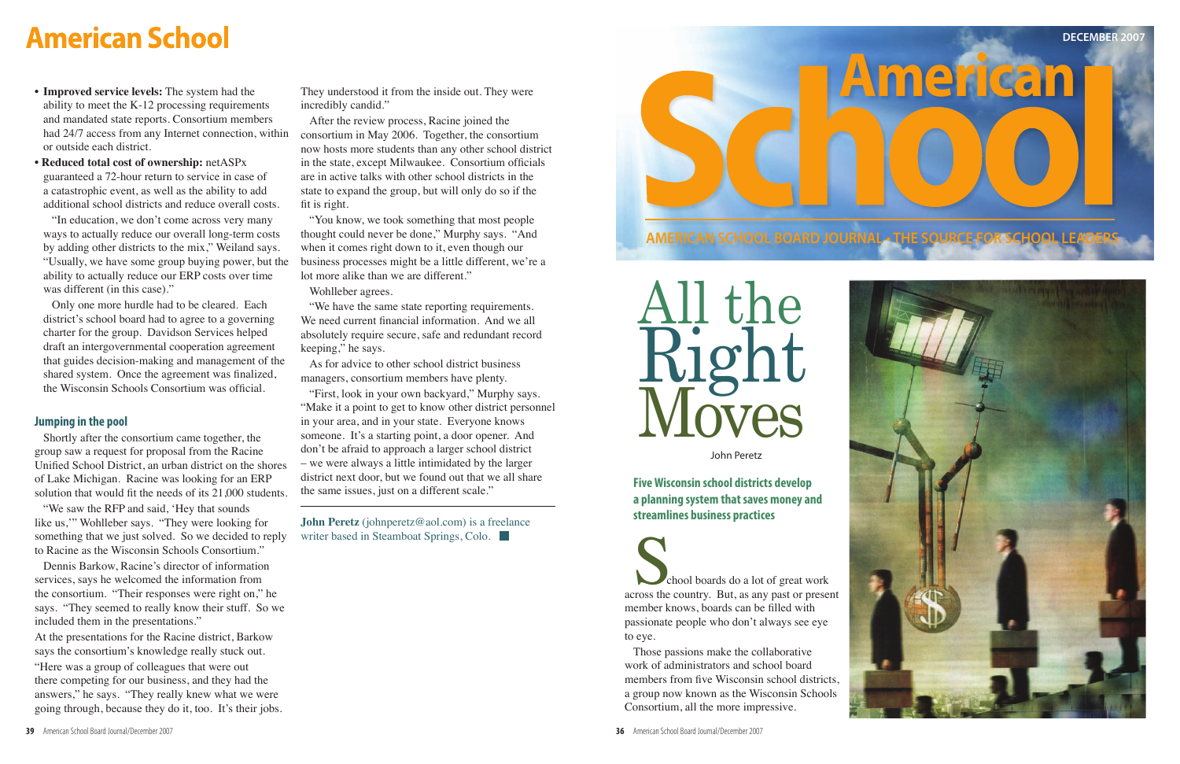- **Improved service levels:** The system had the ability to meet the K-12 processing requirements and mandated state reports. Consortium members had 24/7 access from any Internet connection, within or outside each district.
- **Reduced total cost of ownership:** netASPx guaranteed a 72-hour return to service in case of a catastrophic event, as well as the ability to add additional school districts and reduce overall costs.

"In education, we don't come across very many ways to actually reduce our overall long-term costs by adding other districts to the mix," Weiland says. "Usually, we have some group buying power, but the ability to actually reduce our ERP costs over time was different (in this case)."

Only one more hurdle had to be cleared. Each district's school board had to agree to a governing charter for the group. Davidson Services helped draft an intergovernmental cooperation agreement that guides decision-making and management of the shared system. Once the agreement was finalized, the Wisconsin Schools Consortium was official.

### Jumping in the pool

Shortly after the consortium came together, the group saw a request for proposal from the Racine Unified School District, an urban district on the shores of Lake Michigan. Racine was looking for an ERP solution that would fit the needs of its 21,000 students.

"We saw the RFP and said, 'Hey that sounds like us,'" Wohlleber says. "They were looking for something that we just solved. So we decided to reply to Racine as the Wisconsin Schools Consortium."

Dennis Barkow, Racine's director of information services, says he welcomed the information from the consortium. "Their responses were right on," he says. "They seemed to really know their stuff. So we included them in the presentations."

At the presentations for the Racine district, Barkow says the consortium's knowledge really stuck out. "Here was a group of colleagues that were out there competing for our business, and they had the answers," he says. "They really knew what we were going through, because they do it, too. It's their jobs. They understood it from the inside out. They were incredibly candid."

After the review process, Racine joined the consortium in May 2006. Together, the consortium now hosts more students than any other school district in the state, except Milwaukee. Consortium officials are in active talks with other school districts in the state to expand the group, but will only do so if the fit is right.

"You know, we took something that most people thought could never be done," Murphy says. "And when it comes right down to it, even though our business processes might be a little different, we're a lot more alike than we are different."

Wohlleber agrees.

"We have the same state reporting requirements. We need current financial information. And we all absolutely require secure, safe and redundant record keeping," he says.

As for advice to other school district business managers, consortium members have plenty.

"First, look in your own backyard," Murphy says. "Make it a point to get to know other district personnel in your area, and in your state. Everyone knows someone. It's a starting point, a door opener. And don't be afraid to approach a larger school district – we were always a little intimidated by the larger district next door, but we found out that we all share the same issues, just on a different scale."

---

**John Peretz** (johnperetz@aol.com) is a freelance writer based in Steamboat Springs, Colo.

---

DECEMBER 2007

# American School

AMERICAN SCHOOL BOARD JOURNAL • THE SOURCE FOR SCHOOL LEADERS

# All the Right Moves

John Peretz

**Five Wisconsin school districts develop a planning system that saves money and streamlines business practices**

School boards do a lot of great work across the country. But, as any past or present member knows, boards can be filled with passionate people who don't always see eye to eye.

Those passions make the collaborative work of administrators and school board members from five Wisconsin school districts, a group now known as the Wisconsin Schools Consortium, all the more impressive.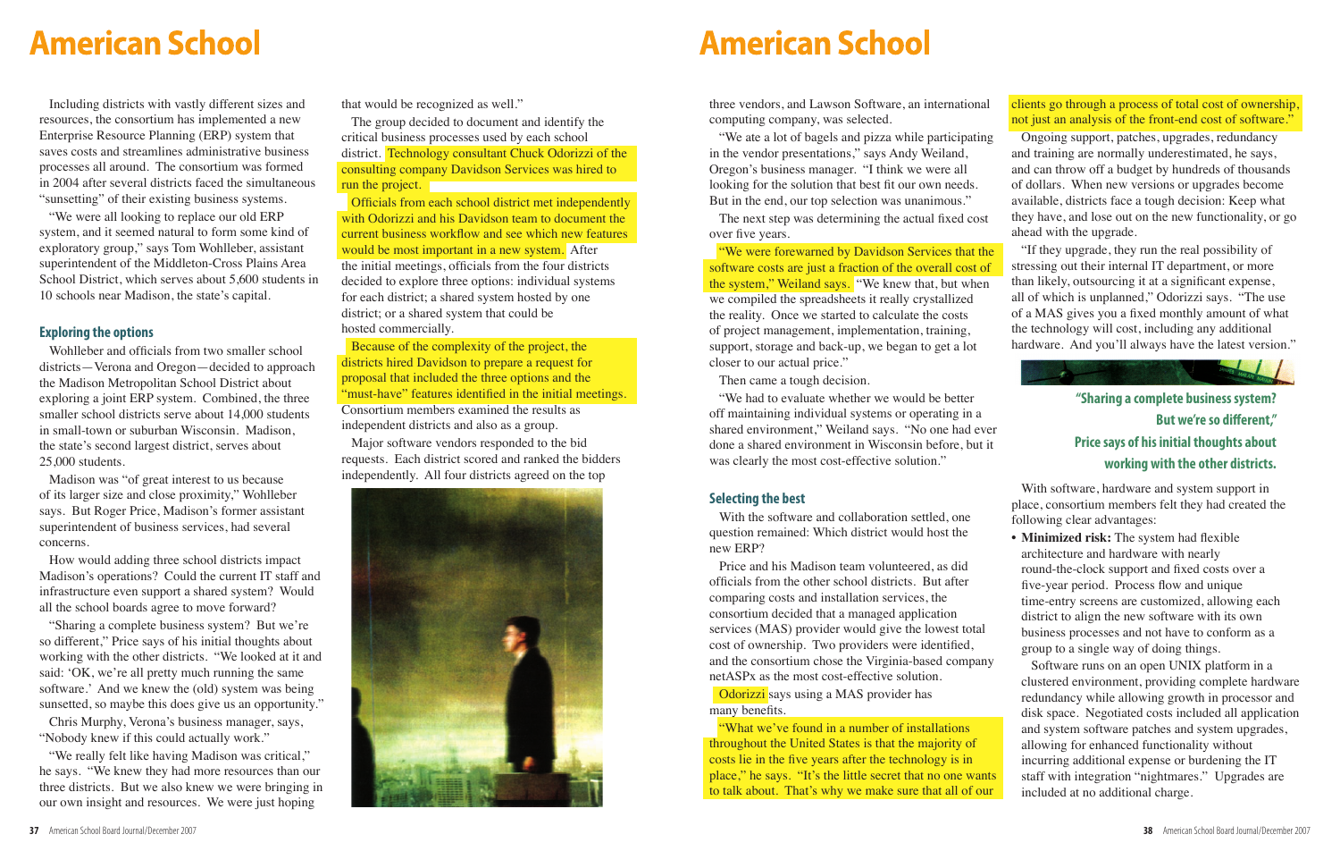Including districts with vastly different sizes and resources, the consortium has implemented a new Enterprise Resource Planning (ERP) system that saves costs and streamlines administrative business processes all around. The consortium was formed in 2004 after several districts faced the simultaneous "sunsetting" of their existing business systems.

"We were all looking to replace our old ERP system, and it seemed natural to form some kind of exploratory group," says Tom Wohlleber, assistant superintendent of the Middleton-Cross Plains Area School District, which serves about 5,600 students in 10 schools near Madison, the state's capital.

### Exploring the options

Wohlleber and officials from two smaller school districts—Verona and Oregon—decided to approach the Madison Metropolitan School District about exploring a joint ERP system. Combined, the three smaller school districts serve about 14,000 students in small-town or suburban Wisconsin. Madison, the state's second largest district, serves about 25,000 students.

Madison was "of great interest to us because of its larger size and close proximity," Wohlleber says. But Roger Price, Madison's former assistant superintendent of business services, had several concerns.

How would adding three school districts impact Madison's operations? Could the current IT staff and infrastructure even support a shared system? Would all the school boards agree to move forward?

"Sharing a complete business system? But we're so different," Price says of his initial thoughts about working with the other districts. "We looked at it and said: 'OK, we're all pretty much running the same software.' And we knew the (old) system was being sunsetted, so maybe this does give us an opportunity."

Chris Murphy, Verona's business manager, says, "Nobody knew if this could actually work."

"We really felt like having Madison was critical," he says. "We knew they had more resources than our three districts. But we also knew we were bringing in our own insight and resources. We were just hoping that would be recognized as well."

The group decided to document and identify the critical business processes used by each school district. Technology consultant Chuck Odorizzi of the consulting company Davidson Services was hired to run the project.

Officials from each school district met independently with Odorizzi and his Davidson team to document the current business workflow and see which new features would be most important in a new system. After the initial meetings, officials from the four districts decided to explore three options: individual systems for each district; a shared system hosted by one district; or a shared system that could be hosted commercially.

Because of the complexity of the project, the districts hired Davidson to prepare a request for proposal that included the three options and the "must-have" features identified in the initial meetings. Consortium members examined the results as independent districts and also as a group.

Major software vendors responded to the bid requests. Each district scored and ranked the bidders independently. All four districts agreed on the top three vendors, and Lawson Software, an international computing company, was selected.

"We ate a lot of bagels and pizza while participating in the vendor presentations," says Andy Weiland, Oregon's business manager. "I think we were all looking for the solution that best fit our own needs. But in the end, our top selection was unanimous."

The next step was determining the actual fixed cost over five years.

"We were forewarned by Davidson Services that the software costs are just a fraction of the overall cost of the system," Weiland says. "We knew that, but when we compiled the spreadsheets it really crystallized the reality. Once we started to calculate the costs of project management, implementation, training, support, storage and back-up, we began to get a lot closer to our actual price."

Then came a tough decision.

"We had to evaluate whether we would be better off maintaining individual systems or operating in a shared environment," Weiland says. "No one had ever done a shared environment in Wisconsin before, but it was clearly the most cost-effective solution."

### Selecting the best

With the software and collaboration settled, one question remained: Which district would host the new ERP?

Price and his Madison team volunteered, as did officials from the other school districts. But after comparing costs and installation services, the consortium decided that a managed application services (MAS) provider would give the lowest total cost of ownership. Two providers were identified, and the consortium chose the Virginia-based company netASPx as the most cost-effective solution.

Odorizzi says using a MAS provider has many benefits.

"What we've found in a number of installations throughout the United States is that the majority of costs lie in the five years after the technology is in place," he says. "It's the little secret that no one wants to talk about. That's why we make sure that all of our clients go through a process of total cost of ownership, not just an analysis of the front-end cost of software."

Ongoing support, patches, upgrades, redundancy and training are normally underestimated, he says, and can throw off a budget by hundreds of thousands of dollars. When new versions or upgrades become available, districts face a tough decision: Keep what they have, and lose out on the new functionality, or go ahead with the upgrade.

"If they upgrade, they run the real possibility of stressing out their internal IT department, or more than likely, outsourcing it at a significant expense, all of which is unplanned," Odorizzi says. "The use of a MAS gives you a fixed monthly amount of what the technology will cost, including any additional hardware. And you'll always have the latest version."

**"Sharing a complete business system? But we're so different," Price says of his initial thoughts about working with the other districts.**

With software, hardware and system support in place, consortium members felt they had created the following clear advantages:

- **Minimized risk:** The system had flexible architecture and hardware with nearly round-the-clock support and fixed costs over a five-year period. Process flow and unique time-entry screens are customized, allowing each district to align the new software with its own business processes and not have to conform as a group to a single way of doing things.

  Software runs on an open UNIX platform in a clustered environment, providing complete hardware redundancy while allowing growth in processor and disk space. Negotiated costs included all application and system software patches and system upgrades, allowing for enhanced functionality without incurring additional expense or burdening the IT staff with integration "nightmares." Upgrades are included at no additional charge.